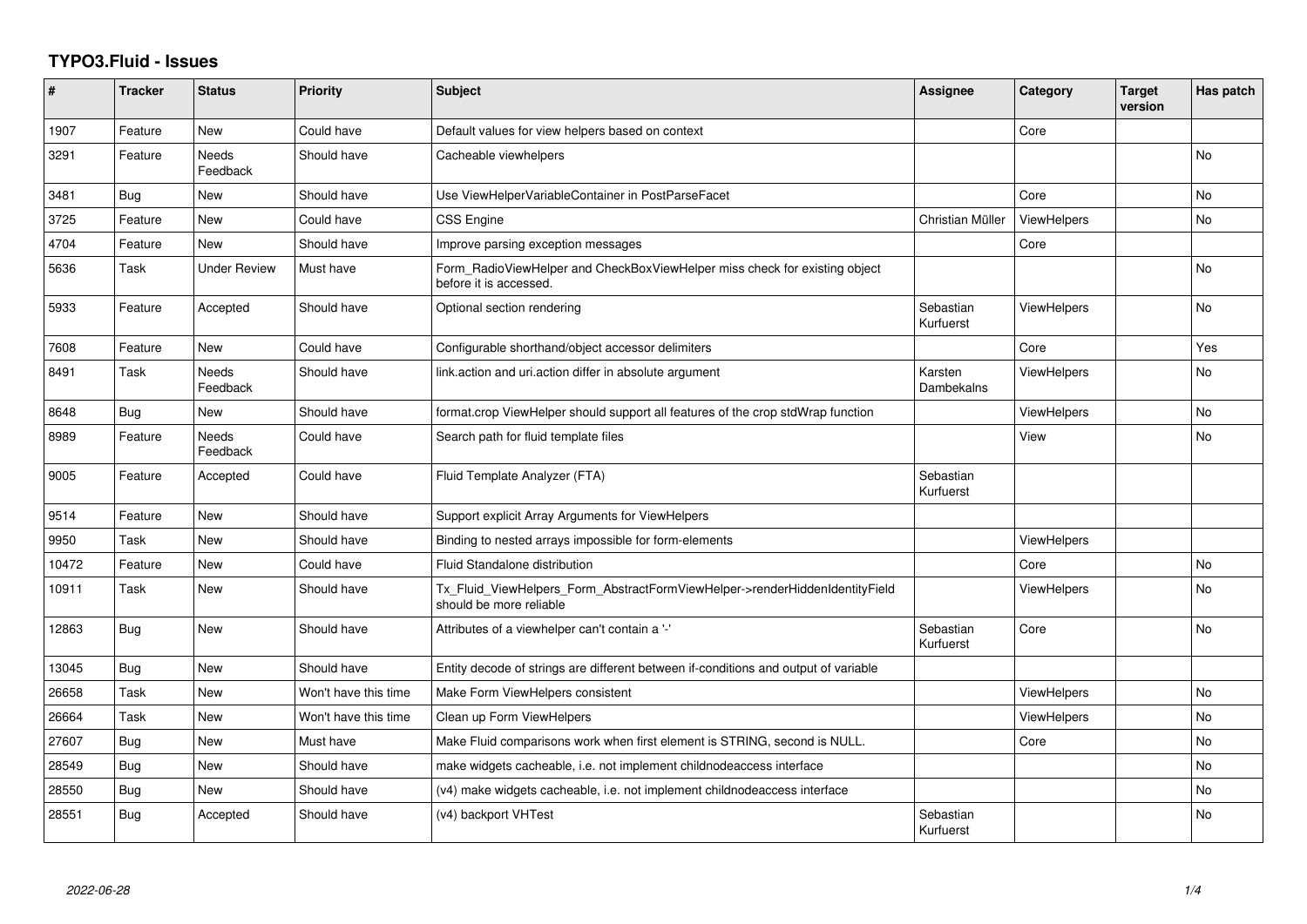# TYPO3.Fluid - Issues

| # | Tracker | Status | Priority | Subject | Assignee | Category | Target version | Has patch |
|---|---|---|---|---|---|---|---|---|
| 1907 | Feature | New | Could have | Default values for view helpers based on context | | Core | | |
| 3291 | Feature | Needs Feedback | Should have | Cacheable viewhelpers | | | | No |
| 3481 | Bug | New | Should have | Use ViewHelperVariableContainer in PostParseFacet | | Core | | No |
| 3725 | Feature | New | Could have | CSS Engine | Christian Müller | ViewHelpers | | No |
| 4704 | Feature | New | Should have | Improve parsing exception messages | | Core | | |
| 5636 | Task | Under Review | Must have | Form_RadioViewHelper and CheckBoxViewHelper miss check for existing object before it is accessed. | | | | No |
| 5933 | Feature | Accepted | Should have | Optional section rendering | Sebastian Kurfuerst | ViewHelpers | | No |
| 7608 | Feature | New | Could have | Configurable shorthand/object accessor delimiters | | Core | | Yes |
| 8491 | Task | Needs Feedback | Should have | link.action and uri.action differ in absolute argument | Karsten Dambekalns | ViewHelpers | | No |
| 8648 | Bug | New | Should have | format.crop ViewHelper should support all features of the crop stdWrap function | | ViewHelpers | | No |
| 8989 | Feature | Needs Feedback | Could have | Search path for fluid template files | | View | | No |
| 9005 | Feature | Accepted | Could have | Fluid Template Analyzer (FTA) | Sebastian Kurfuerst | | | |
| 9514 | Feature | New | Should have | Support explicit Array Arguments for ViewHelpers | | | | |
| 9950 | Task | New | Should have | Binding to nested arrays impossible for form-elements | | ViewHelpers | | |
| 10472 | Feature | New | Could have | Fluid Standalone distribution | | Core | | No |
| 10911 | Task | New | Should have | Tx_Fluid_ViewHelpers_Form_AbstractFormViewHelper->renderHiddenIdentityField should be more reliable | | ViewHelpers | | No |
| 12863 | Bug | New | Should have | Attributes of a viewhelper can't contain a '-' | Sebastian Kurfuerst | Core | | No |
| 13045 | Bug | New | Should have | Entity decode of strings are different between if-conditions and output of variable | | | | |
| 26658 | Task | New | Won't have this time | Make Form ViewHelpers consistent | | ViewHelpers | | No |
| 26664 | Task | New | Won't have this time | Clean up Form ViewHelpers | | ViewHelpers | | No |
| 27607 | Bug | New | Must have | Make Fluid comparisons work when first element is STRING, second is NULL. | | Core | | No |
| 28549 | Bug | New | Should have | make widgets cacheable, i.e. not implement childnodeaccess interface | | | | No |
| 28550 | Bug | New | Should have | (v4) make widgets cacheable, i.e. not implement childnodeaccess interface | | | | No |
| 28551 | Bug | Accepted | Should have | (v4) backport VHTest | Sebastian Kurfuerst | | | No |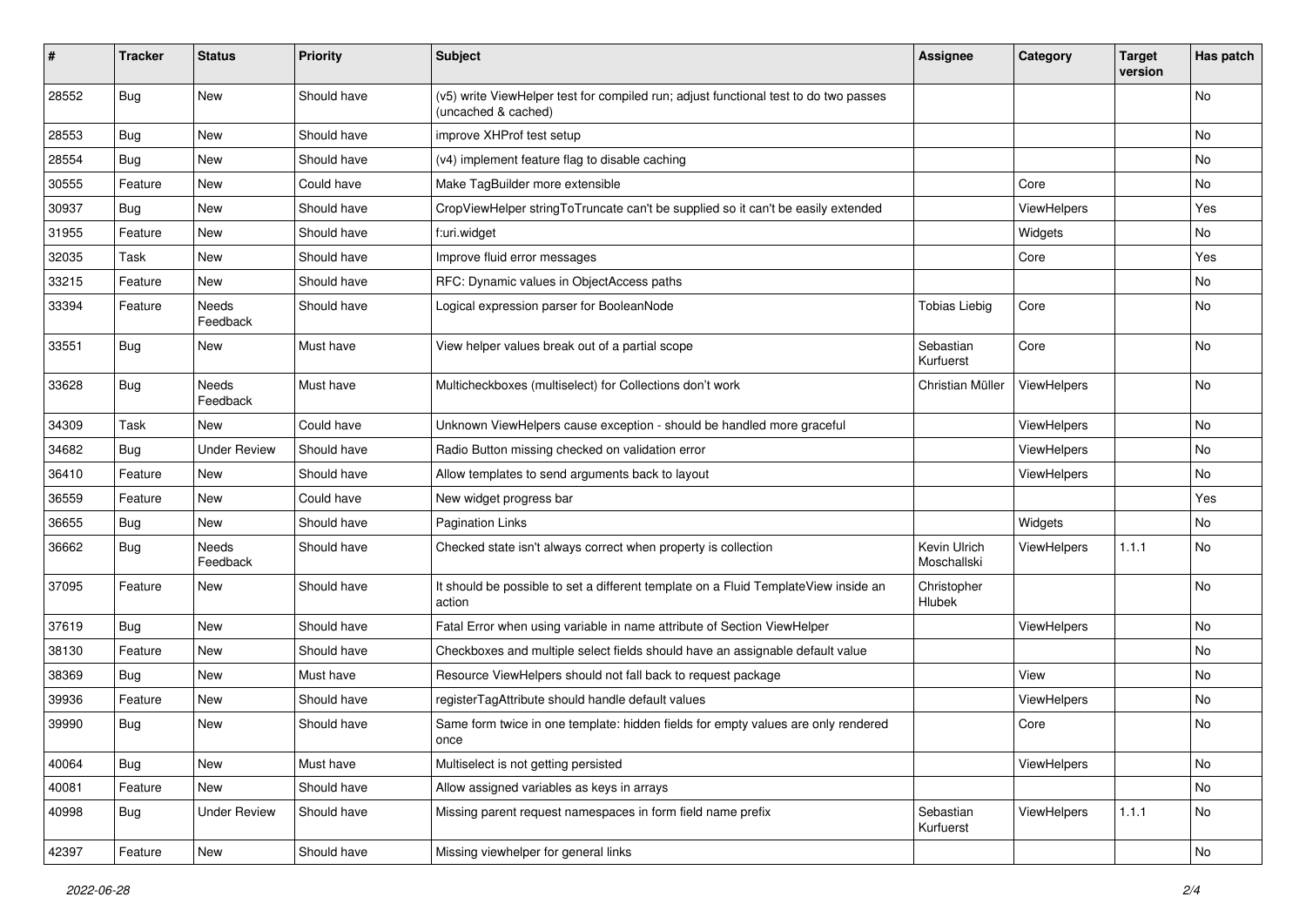| # | Tracker | Status | Priority | Subject | Assignee | Category | Target version | Has patch |
|---|---|---|---|---|---|---|---|---|
| 28552 | Bug | New | Should have | (v5) write ViewHelper test for compiled run; adjust functional test to do two passes (uncached & cached) | | | | No |
| 28553 | Bug | New | Should have | improve XHProf test setup | | | | No |
| 28554 | Bug | New | Should have | (v4) implement feature flag to disable caching | | | | No |
| 30555 | Feature | New | Could have | Make TagBuilder more extensible | | Core | | No |
| 30937 | Bug | New | Should have | CropViewHelper stringToTruncate can't be supplied so it can't be easily extended | | ViewHelpers | | Yes |
| 31955 | Feature | New | Should have | f:uri.widget | | Widgets | | No |
| 32035 | Task | New | Should have | Improve fluid error messages | | Core | | Yes |
| 33215 | Feature | New | Should have | RFC: Dynamic values in ObjectAccess paths | | | | No |
| 33394 | Feature | Needs Feedback | Should have | Logical expression parser for BooleanNode | Tobias Liebig | Core | | No |
| 33551 | Bug | New | Must have | View helper values break out of a partial scope | Sebastian Kurfuerst | Core | | No |
| 33628 | Bug | Needs Feedback | Must have | Multicheckboxes (multiselect) for Collections don't work | Christian Müller | ViewHelpers | | No |
| 34309 | Task | New | Could have | Unknown ViewHelpers cause exception - should be handled more graceful | | ViewHelpers | | No |
| 34682 | Bug | Under Review | Should have | Radio Button missing checked on validation error | | ViewHelpers | | No |
| 36410 | Feature | New | Should have | Allow templates to send arguments back to layout | | ViewHelpers | | No |
| 36559 | Feature | New | Could have | New widget progress bar | | | | Yes |
| 36655 | Bug | New | Should have | Pagination Links | | Widgets | | No |
| 36662 | Bug | Needs Feedback | Should have | Checked state isn't always correct when property is collection | Kevin Ulrich Moschallski | ViewHelpers | 1.1.1 | No |
| 37095 | Feature | New | Should have | It should be possible to set a different template on a Fluid TemplateView inside an action | Christopher Hlubek | | | No |
| 37619 | Bug | New | Should have | Fatal Error when using variable in name attribute of Section ViewHelper | | ViewHelpers | | No |
| 38130 | Feature | New | Should have | Checkboxes and multiple select fields should have an assignable default value | | | | No |
| 38369 | Bug | New | Must have | Resource ViewHelpers should not fall back to request package | | View | | No |
| 39936 | Feature | New | Should have | registerTagAttribute should handle default values | | ViewHelpers | | No |
| 39990 | Bug | New | Should have | Same form twice in one template: hidden fields for empty values are only rendered once | | Core | | No |
| 40064 | Bug | New | Must have | Multiselect is not getting persisted | | ViewHelpers | | No |
| 40081 | Feature | New | Should have | Allow assigned variables as keys in arrays | | | | No |
| 40998 | Bug | Under Review | Should have | Missing parent request namespaces in form field name prefix | Sebastian Kurfuerst | ViewHelpers | 1.1.1 | No |
| 42397 | Feature | New | Should have | Missing viewhelper for general links | | | | No |

*2022-06-28*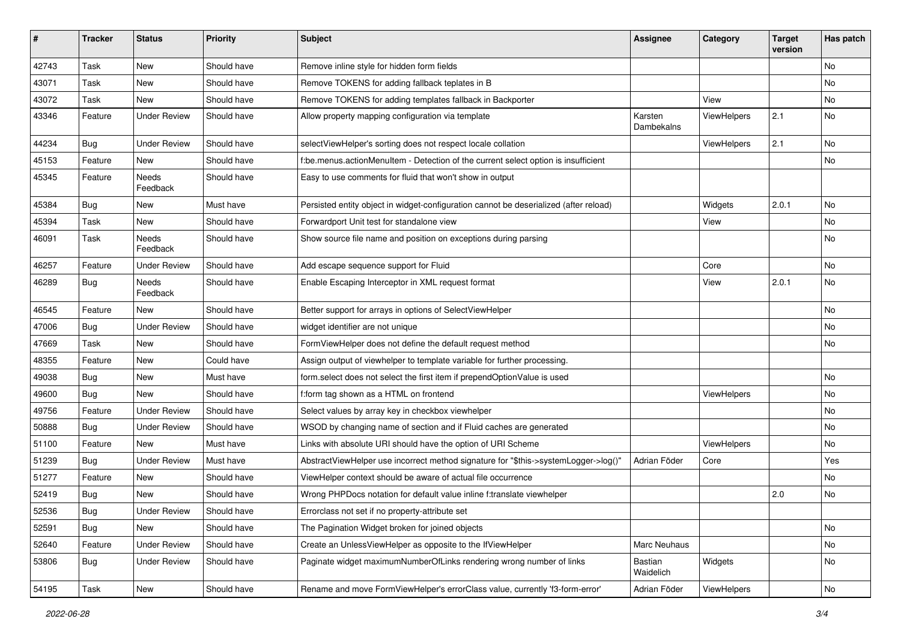| # | Tracker | Status | Priority | Subject | Assignee | Category | Target version | Has patch |
|---|---|---|---|---|---|---|---|---|
| 42743 | Task | New | Should have | Remove inline style for hidden form fields | | | | No |
| 43071 | Task | New | Should have | Remove TOKENS for adding fallback teplates in B | | | | No |
| 43072 | Task | New | Should have | Remove TOKENS for adding templates fallback in Backporter | | View | | No |
| 43346 | Feature | Under Review | Should have | Allow property mapping configuration via template | Karsten Dambekalns | ViewHelpers | 2.1 | No |
| 44234 | Bug | Under Review | Should have | selectViewHelper's sorting does not respect locale collation | | ViewHelpers | 2.1 | No |
| 45153 | Feature | New | Should have | f:be.menus.actionMenuItem - Detection of the current select option is insufficient | | | | No |
| 45345 | Feature | Needs Feedback | Should have | Easy to use comments for fluid that won't show in output | | | | |
| 45384 | Bug | New | Must have | Persisted entity object in widget-configuration cannot be deserialized (after reload) | | Widgets | 2.0.1 | No |
| 45394 | Task | New | Should have | Forwardport Unit test for standalone view | | View | | No |
| 46091 | Task | Needs Feedback | Should have | Show source file name and position on exceptions during parsing | | | | No |
| 46257 | Feature | Under Review | Should have | Add escape sequence support for Fluid | | Core | | No |
| 46289 | Bug | Needs Feedback | Should have | Enable Escaping Interceptor in XML request format | | View | 2.0.1 | No |
| 46545 | Feature | New | Should have | Better support for arrays in options of SelectViewHelper | | | | No |
| 47006 | Bug | Under Review | Should have | widget identifier are not unique | | | | No |
| 47669 | Task | New | Should have | FormViewHelper does not define the default request method | | | | No |
| 48355 | Feature | New | Could have | Assign output of viewhelper to template variable for further processing. | | | | |
| 49038 | Bug | New | Must have | form.select does not select the first item if prependOptionValue is used | | | | No |
| 49600 | Bug | New | Should have | f:form tag shown as a HTML on frontend | | ViewHelpers | | No |
| 49756 | Feature | Under Review | Should have | Select values by array key in checkbox viewhelper | | | | No |
| 50888 | Bug | Under Review | Should have | WSOD by changing name of section and if Fluid caches are generated | | | | No |
| 51100 | Feature | New | Must have | Links with absolute URI should have the option of URI Scheme | | ViewHelpers | | No |
| 51239 | Bug | Under Review | Must have | AbstractViewHelper use incorrect method signature for "$this->systemLogger->log()" | Adrian Föder | Core | | Yes |
| 51277 | Feature | New | Should have | ViewHelper context should be aware of actual file occurrence | | | | No |
| 52419 | Bug | New | Should have | Wrong PHPDocs notation for default value inline f:translate viewhelper | | | 2.0 | No |
| 52536 | Bug | Under Review | Should have | Errorclass not set if no property-attribute set | | | | |
| 52591 | Bug | New | Should have | The Pagination Widget broken for joined objects | | | | No |
| 52640 | Feature | Under Review | Should have | Create an UnlessViewHelper as opposite to the IfViewHelper | Marc Neuhaus | | | No |
| 53806 | Bug | Under Review | Should have | Paginate widget maximumNumberOfLinks rendering wrong number of links | Bastian Waidelich | Widgets | | No |
| 54195 | Task | New | Should have | Rename and move FormViewHelper's errorClass value, currently 'f3-form-error' | Adrian Föder | ViewHelpers | | No |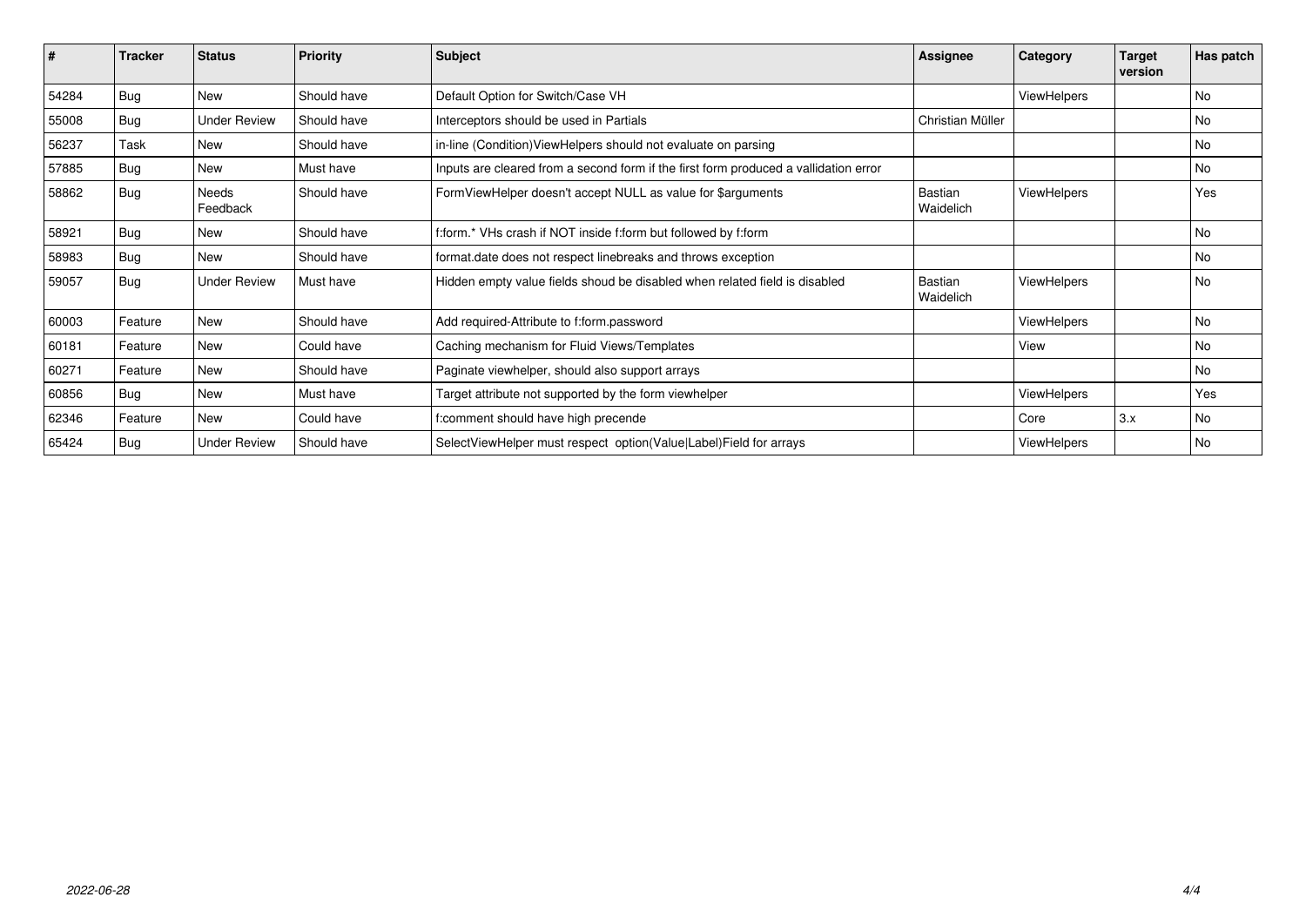| # | Tracker | Status | Priority | Subject | Assignee | Category | Target version | Has patch |
|---|---|---|---|---|---|---|---|---|
| 54284 | Bug | New | Should have | Default Option for Switch/Case VH | | ViewHelpers | | No |
| 55008 | Bug | Under Review | Should have | Interceptors should be used in Partials | Christian Müller | | | No |
| 56237 | Task | New | Should have | in-line (Condition)ViewHelpers should not evaluate on parsing | | | | No |
| 57885 | Bug | New | Must have | Inputs are cleared from a second form if the first form produced a vallidation error | | | | No |
| 58862 | Bug | Needs Feedback | Should have | FormViewHelper doesn't accept NULL as value for $arguments | Bastian Waidelich | ViewHelpers | | Yes |
| 58921 | Bug | New | Should have | f:form.* VHs crash if NOT inside f:form but followed by f:form | | | | No |
| 58983 | Bug | New | Should have | format.date does not respect linebreaks and throws exception | | | | No |
| 59057 | Bug | Under Review | Must have | Hidden empty value fields shoud be disabled when related field is disabled | Bastian Waidelich | ViewHelpers | | No |
| 60003 | Feature | New | Should have | Add required-Attribute to f:form.password | | ViewHelpers | | No |
| 60181 | Feature | New | Could have | Caching mechanism for Fluid Views/Templates | | View | | No |
| 60271 | Feature | New | Should have | Paginate viewhelper, should also support arrays | | | | No |
| 60856 | Bug | New | Must have | Target attribute not supported by the form viewhelper | | ViewHelpers | | Yes |
| 62346 | Feature | New | Could have | f:comment should have high precende | | Core | 3.x | No |
| 65424 | Bug | Under Review | Should have | SelectViewHelper must respect option(Value\|Label)Field for arrays | | ViewHelpers | | No |

*2022-06-28*